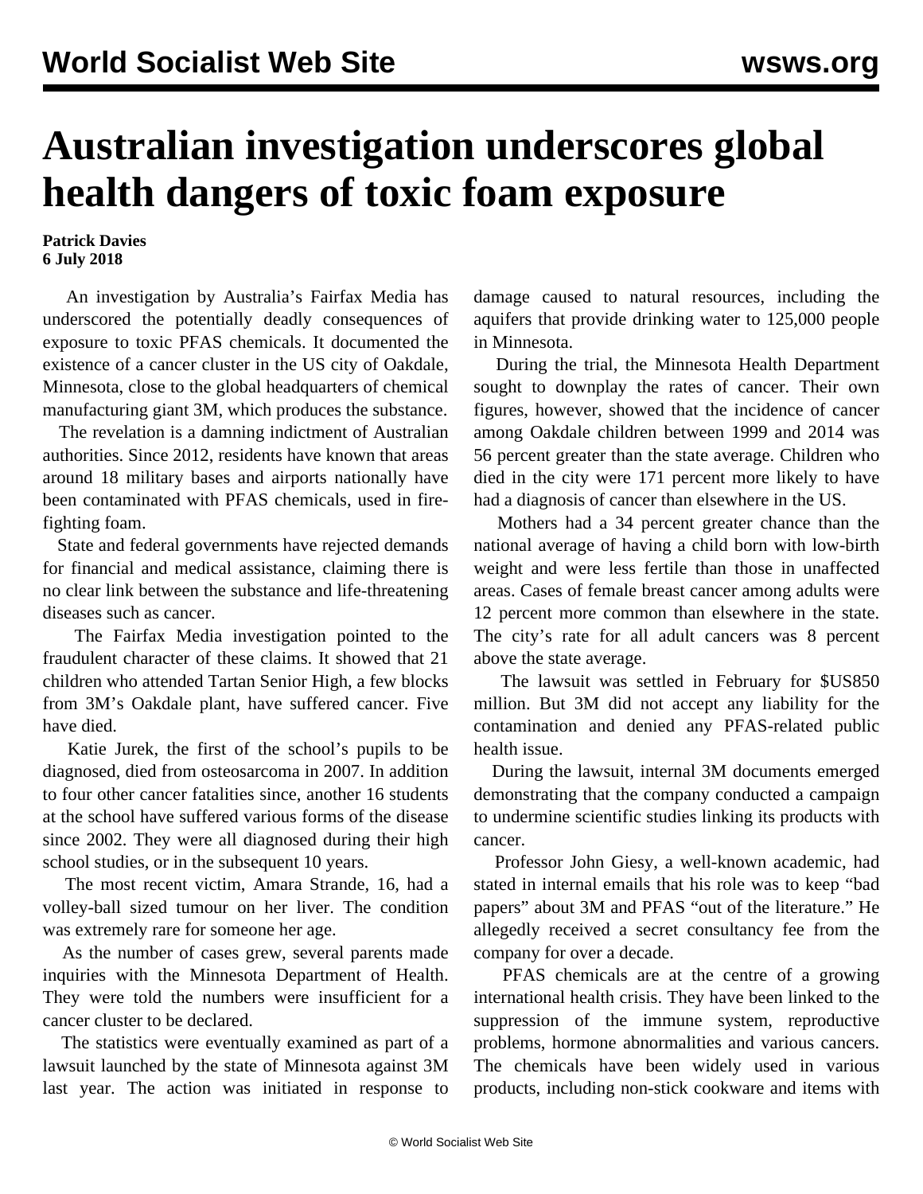# Australian investigation underscores global health dangers of toxic foam exposure

**Patrick Davies**
**6 July 2018**

An investigation by Australia's Fairfax Media has underscored the potentially deadly consequences of exposure to toxic PFAS chemicals. It documented the existence of a cancer cluster in the US city of Oakdale, Minnesota, close to the global headquarters of chemical manufacturing giant 3M, which produces the substance.

The revelation is a damning indictment of Australian authorities. Since 2012, residents have known that areas around 18 military bases and airports nationally have been contaminated with PFAS chemicals, used in fire-fighting foam.

State and federal governments have rejected demands for financial and medical assistance, claiming there is no clear link between the substance and life-threatening diseases such as cancer.

The Fairfax Media investigation pointed to the fraudulent character of these claims. It showed that 21 children who attended Tartan Senior High, a few blocks from 3M's Oakdale plant, have suffered cancer. Five have died.

Katie Jurek, the first of the school's pupils to be diagnosed, died from osteosarcoma in 2007. In addition to four other cancer fatalities since, another 16 students at the school have suffered various forms of the disease since 2002. They were all diagnosed during their high school studies, or in the subsequent 10 years.

The most recent victim, Amara Strande, 16, had a volley-ball sized tumour on her liver. The condition was extremely rare for someone her age.

As the number of cases grew, several parents made inquiries with the Minnesota Department of Health. They were told the numbers were insufficient for a cancer cluster to be declared.

The statistics were eventually examined as part of a lawsuit launched by the state of Minnesota against 3M last year. The action was initiated in response to damage caused to natural resources, including the aquifers that provide drinking water to 125,000 people in Minnesota.

During the trial, the Minnesota Health Department sought to downplay the rates of cancer. Their own figures, however, showed that the incidence of cancer among Oakdale children between 1999 and 2014 was 56 percent greater than the state average. Children who died in the city were 171 percent more likely to have had a diagnosis of cancer than elsewhere in the US.

Mothers had a 34 percent greater chance than the national average of having a child born with low-birth weight and were less fertile than those in unaffected areas. Cases of female breast cancer among adults were 12 percent more common than elsewhere in the state. The city's rate for all adult cancers was 8 percent above the state average.

The lawsuit was settled in February for $US850 million. But 3M did not accept any liability for the contamination and denied any PFAS-related public health issue.

During the lawsuit, internal 3M documents emerged demonstrating that the company conducted a campaign to undermine scientific studies linking its products with cancer.

Professor John Giesy, a well-known academic, had stated in internal emails that his role was to keep "bad papers" about 3M and PFAS "out of the literature." He allegedly received a secret consultancy fee from the company for over a decade.

PFAS chemicals are at the centre of a growing international health crisis. They have been linked to the suppression of the immune system, reproductive problems, hormone abnormalities and various cancers. The chemicals have been widely used in various products, including non-stick cookware and items with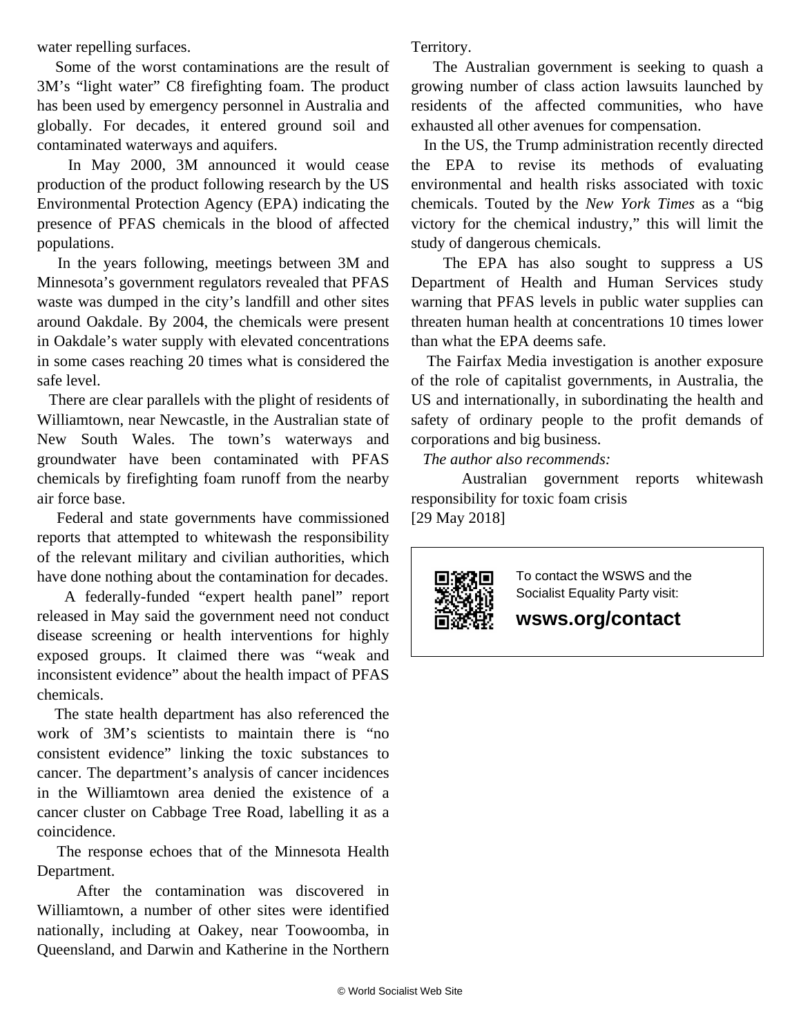water repelling surfaces.

Some of the worst contaminations are the result of 3M's "light water" C8 firefighting foam. The product has been used by emergency personnel in Australia and globally. For decades, it entered ground soil and contaminated waterways and aquifers.

In May 2000, 3M announced it would cease production of the product following research by the US Environmental Protection Agency (EPA) indicating the presence of PFAS chemicals in the blood of affected populations.

In the years following, meetings between 3M and Minnesota's government regulators revealed that PFAS waste was dumped in the city's landfill and other sites around Oakdale. By 2004, the chemicals were present in Oakdale's water supply with elevated concentrations in some cases reaching 20 times what is considered the safe level.

There are clear parallels with the plight of residents of Williamtown, near Newcastle, in the Australian state of New South Wales. The town's waterways and groundwater have been contaminated with PFAS chemicals by firefighting foam runoff from the nearby air force base.

Federal and state governments have commissioned reports that attempted to whitewash the responsibility of the relevant military and civilian authorities, which have done nothing about the contamination for decades.

A federally-funded "expert health panel" report released in May said the government need not conduct disease screening or health interventions for highly exposed groups. It claimed there was "weak and inconsistent evidence" about the health impact of PFAS chemicals.

The state health department has also referenced the work of 3M's scientists to maintain there is "no consistent evidence" linking the toxic substances to cancer. The department's analysis of cancer incidences in the Williamtown area denied the existence of a cancer cluster on Cabbage Tree Road, labelling it as a coincidence.

The response echoes that of the Minnesota Health Department.

After the contamination was discovered in Williamtown, a number of other sites were identified nationally, including at Oakey, near Toowoomba, in Queensland, and Darwin and Katherine in the Northern Territory.

The Australian government is seeking to quash a growing number of class action lawsuits launched by residents of the affected communities, who have exhausted all other avenues for compensation.

In the US, the Trump administration recently directed the EPA to revise its methods of evaluating environmental and health risks associated with toxic chemicals. Touted by the *New York Times* as a "big victory for the chemical industry," this will limit the study of dangerous chemicals.

The EPA has also sought to suppress a US Department of Health and Human Services study warning that PFAS levels in public water supplies can threaten human health at concentrations 10 times lower than what the EPA deems safe.

The Fairfax Media investigation is another exposure of the role of capitalist governments, in Australia, the US and internationally, in subordinating the health and safety of ordinary people to the profit demands of corporations and big business.

*The author also recommends:*

Australian government reports whitewash responsibility for toxic foam crisis
[29 May 2018]

To contact the WSWS and the Socialist Equality Party visit:

**wsws.org/contact**